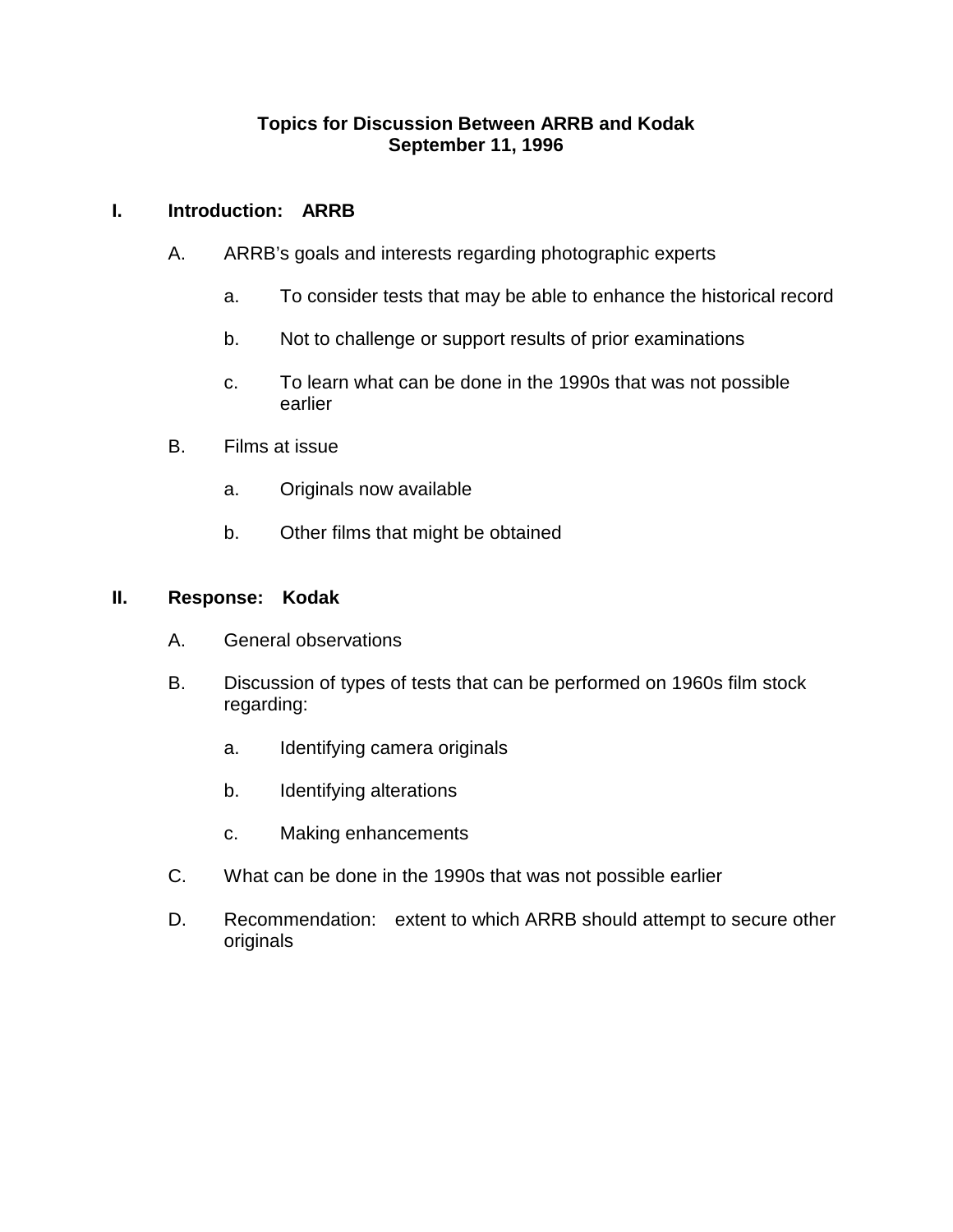# Topics for Discussion Between ARRB and Kodak
## September 11, 1996

## I. Introduction: ARRB

A. ARRB's goals and interests regarding photographic experts

   a. To consider tests that may be able to enhance the historical record

   b. Not to challenge or support results of prior examinations

   c. To learn what can be done in the 1990s that was not possible earlier

B. Films at issue

   a. Originals now available

   b. Other films that might be obtained

## II. Response: Kodak

A. General observations

B. Discussion of types of tests that can be performed on 1960s film stock regarding:

   a. Identifying camera originals

   b. Identifying alterations

   c. Making enhancements

C. What can be done in the 1990s that was not possible earlier

D. Recommendation: extent to which ARRB should attempt to secure other originals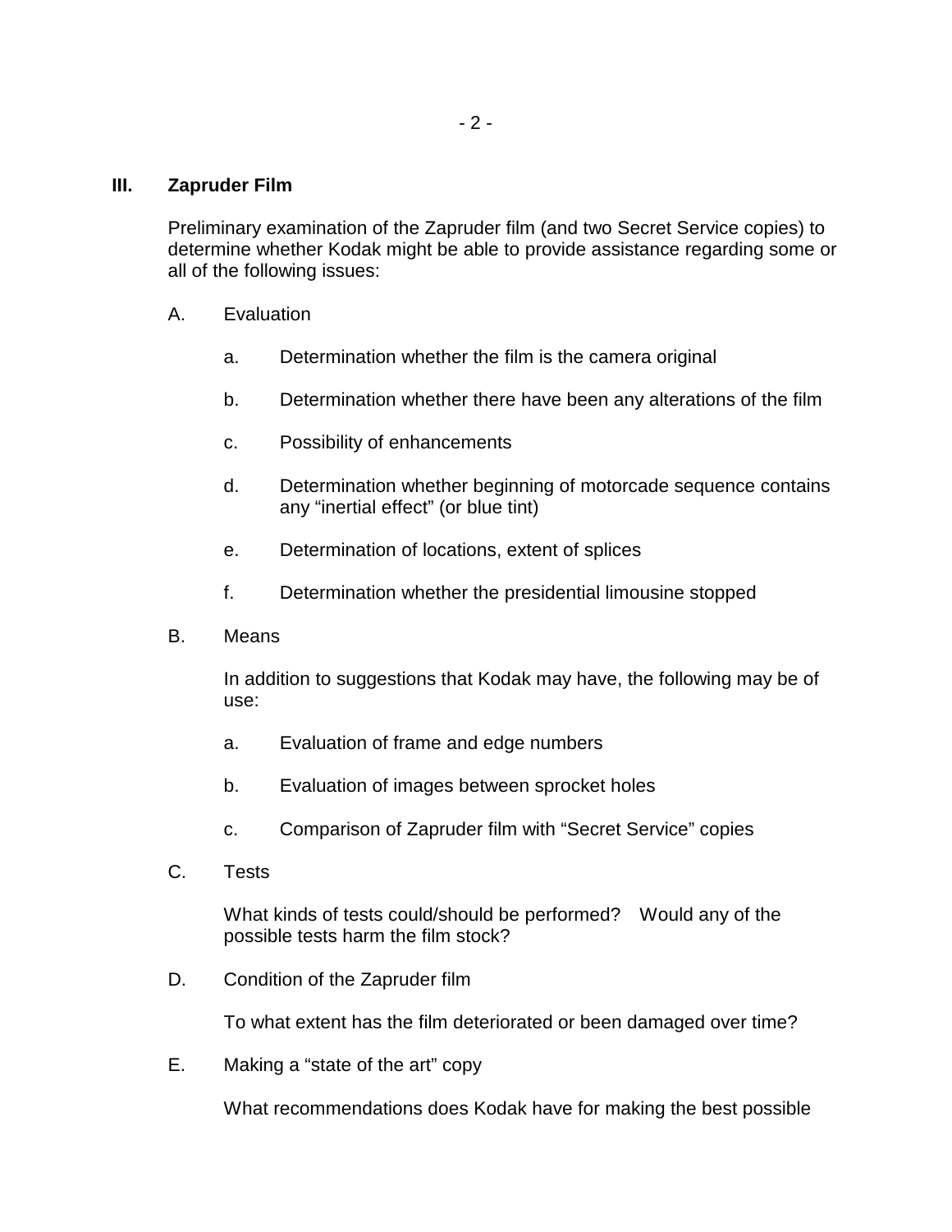## III. Zapruder Film

Preliminary examination of the Zapruder film (and two Secret Service copies) to determine whether Kodak might be able to provide assistance regarding some or all of the following issues:

### A. Evaluation

a. Determination whether the film is the camera original

b. Determination whether there have been any alterations of the film

c. Possibility of enhancements

d. Determination whether beginning of motorcade sequence contains any “inertial effect” (or blue tint)

e. Determination of locations, extent of splices

f. Determination whether the presidential limousine stopped

### B. Means

In addition to suggestions that Kodak may have, the following may be of use:

a. Evaluation of frame and edge numbers

b. Evaluation of images between sprocket holes

c. Comparison of Zapruder film with “Secret Service” copies

### C. Tests

What kinds of tests could/should be performed? Would any of the possible tests harm the film stock?

### D. Condition of the Zapruder film

To what extent has the film deteriorated or been damaged over time?

### E. Making a “state of the art” copy

What recommendations does Kodak have for making the best possible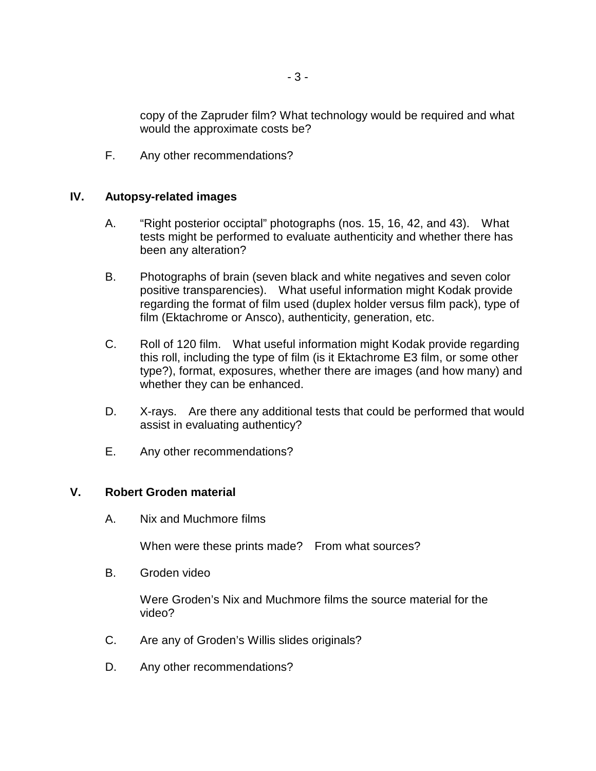copy of the Zapruder film? What technology would be required and what would the approximate costs be?

F. Any other recommendations?

## IV. Autopsy-related images

A. "Right posterior occiptal" photographs (nos. 15, 16, 42, and 43). What tests might be performed to evaluate authenticity and whether there has been any alteration?

B. Photographs of brain (seven black and white negatives and seven color positive transparencies). What useful information might Kodak provide regarding the format of film used (duplex holder versus film pack), type of film (Ektachrome or Ansco), authenticity, generation, etc.

C. Roll of 120 film. What useful information might Kodak provide regarding this roll, including the type of film (is it Ektachrome E3 film, or some other type?), format, exposures, whether there are images (and how many) and whether they can be enhanced.

D. X-rays. Are there any additional tests that could be performed that would assist in evaluating authenticy?

E. Any other recommendations?

## V. Robert Groden material

A. Nix and Muchmore films

When were these prints made? From what sources?

B. Groden video

Were Groden's Nix and Muchmore films the source material for the video?

C. Are any of Groden's Willis slides originals?

D. Any other recommendations?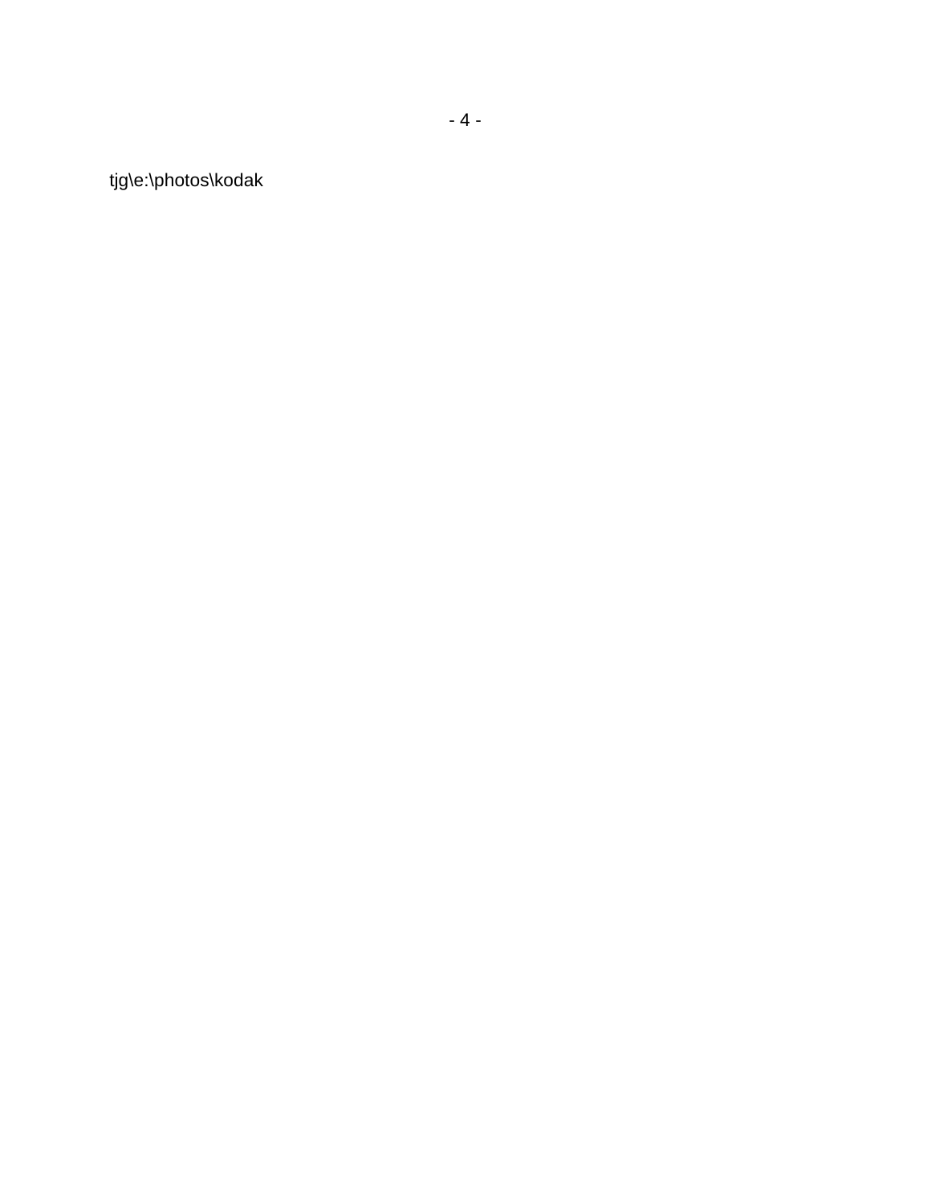tjg\e:\photos\kodak